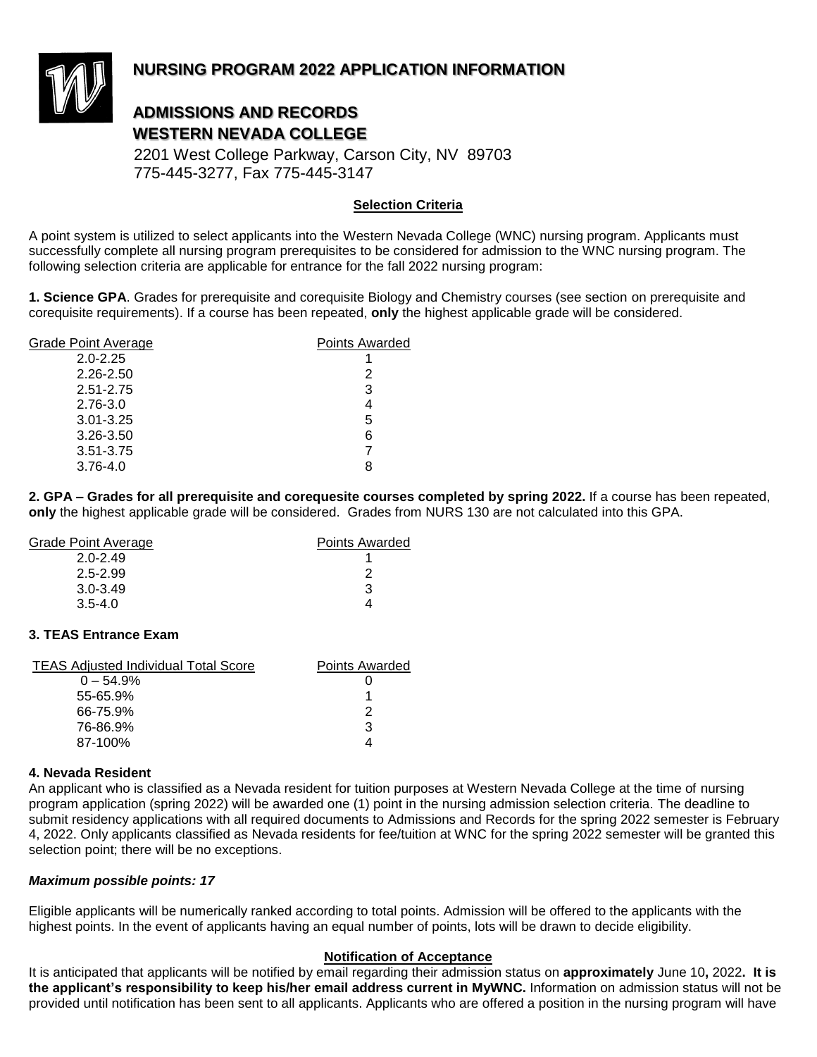# NURSING PROGRAM 2022 APPLICATION INFORMATION

## ADMISSIONS AND RECORDS
## WESTERN NEVADA COLLEGE

2201 West College Parkway, Carson City, NV 89703
775-445-3277, Fax 775-445-3147

### Selection Criteria

A point system is utilized to select applicants into the Western Nevada College (WNC) nursing program. Applicants must successfully complete all nursing program prerequisites to be considered for admission to the WNC nursing program. The following selection criteria are applicable for entrance for the fall 2022 nursing program:

**1. Science GPA**. Grades for prerequisite and corequisite Biology and Chemistry courses (see section on prerequisite and corequisite requirements). If a course has been repeated, **only** the highest applicable grade will be considered.

| Grade Point Average | Points Awarded |
|---|---|
| 2.0-2.25 | 1 |
| 2.26-2.50 | 2 |
| 2.51-2.75 | 3 |
| 2.76-3.0 | 4 |
| 3.01-3.25 | 5 |
| 3.26-3.50 | 6 |
| 3.51-3.75 | 7 |
| 3.76-4.0 | 8 |

**2. GPA – Grades for all prerequisite and corequesite courses completed by spring 2022.** If a course has been repeated, **only** the highest applicable grade will be considered. Grades from NURS 130 are not calculated into this GPA.

| Grade Point Average | Points Awarded |
|---|---|
| 2.0-2.49 | 1 |
| 2.5-2.99 | 2 |
| 3.0-3.49 | 3 |
| 3.5-4.0 | 4 |

**3. TEAS Entrance Exam**

| TEAS Adjusted Individual Total Score | Points Awarded |
|---|---|
| 0 – 54.9% | 0 |
| 55-65.9% | 1 |
| 66-75.9% | 2 |
| 76-86.9% | 3 |
| 87-100% | 4 |

**4. Nevada Resident**

An applicant who is classified as a Nevada resident for tuition purposes at Western Nevada College at the time of nursing program application (spring 2022) will be awarded one (1) point in the nursing admission selection criteria. The deadline to submit residency applications with all required documents to Admissions and Records for the spring 2022 semester is February 4, 2022. Only applicants classified as Nevada residents for fee/tuition at WNC for the spring 2022 semester will be granted this selection point; there will be no exceptions.

***Maximum possible points: 17***

Eligible applicants will be numerically ranked according to total points. Admission will be offered to the applicants with the highest points. In the event of applicants having an equal number of points, lots will be drawn to decide eligibility.

### Notification of Acceptance

It is anticipated that applicants will be notified by email regarding their admission status on **approximately** June 10**,** 2022**. It is the applicant's responsibility to keep his/her email address current in MyWNC.** Information on admission status will not be provided until notification has been sent to all applicants. Applicants who are offered a position in the nursing program will have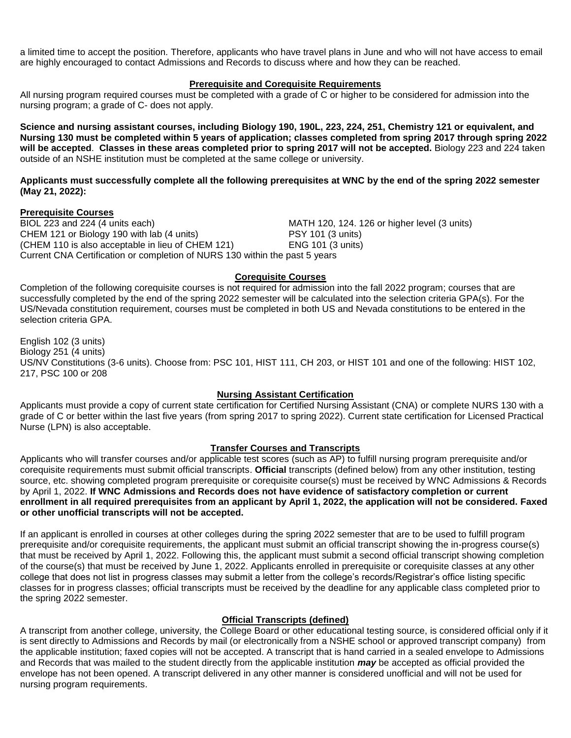a limited time to accept the position. Therefore, applicants who have travel plans in June and who will not have access to email are highly encouraged to contact Admissions and Records to discuss where and how they can be reached.

## Prerequisite and Corequisite Requirements

All nursing program required courses must be completed with a grade of C or higher to be considered for admission into the nursing program; a grade of C- does not apply.

**Science and nursing assistant courses, including Biology 190, 190L, 223, 224, 251, Chemistry 121 or equivalent, and Nursing 130 must be completed within 5 years of application; classes completed from spring 2017 through spring 2022 will be accepted**. **Classes in these areas completed prior to spring 2017 will not be accepted.** Biology 223 and 224 taken outside of an NSHE institution must be completed at the same college or university.

**Applicants must successfully complete all the following prerequisites at WNC by the end of the spring 2022 semester (May 21, 2022):**

### Prerequisite Courses

BIOL 223 and 224 (4 units each)
CHEM 121 or Biology 190 with lab (4 units)
(CHEM 110 is also acceptable in lieu of CHEM 121)
MATH 120, 124. 126 or higher level (3 units)
PSY 101 (3 units)
ENG 101 (3 units)
Current CNA Certification or completion of NURS 130 within the past 5 years

## Corequisite Courses

Completion of the following corequisite courses is not required for admission into the fall 2022 program; courses that are successfully completed by the end of the spring 2022 semester will be calculated into the selection criteria GPA(s). For the US/Nevada constitution requirement, courses must be completed in both US and Nevada constitutions to be entered in the selection criteria GPA.

English 102 (3 units)
Biology 251 (4 units)
US/NV Constitutions (3-6 units). Choose from: PSC 101, HIST 111, CH 203, or HIST 101 and one of the following: HIST 102, 217, PSC 100 or 208

## Nursing Assistant Certification

Applicants must provide a copy of current state certification for Certified Nursing Assistant (CNA) or complete NURS 130 with a grade of C or better within the last five years (from spring 2017 to spring 2022). Current state certification for Licensed Practical Nurse (LPN) is also acceptable.

## Transfer Courses and Transcripts

Applicants who will transfer courses and/or applicable test scores (such as AP) to fulfill nursing program prerequisite and/or corequisite requirements must submit official transcripts. **Official** transcripts (defined below) from any other institution, testing source, etc. showing completed program prerequisite or corequisite course(s) must be received by WNC Admissions & Records by April 1, 2022. **If WNC Admissions and Records does not have evidence of satisfactory completion or current enrollment in all required prerequisites from an applicant by April 1, 2022, the application will not be considered. Faxed or other unofficial transcripts will not be accepted.**

If an applicant is enrolled in courses at other colleges during the spring 2022 semester that are to be used to fulfill program prerequisite and/or corequisite requirements, the applicant must submit an official transcript showing the in-progress course(s) that must be received by April 1, 2022. Following this, the applicant must submit a second official transcript showing completion of the course(s) that must be received by June 1, 2022. Applicants enrolled in prerequisite or corequisite classes at any other college that does not list in progress classes may submit a letter from the college's records/Registrar's office listing specific classes for in progress classes; official transcripts must be received by the deadline for any applicable class completed prior to the spring 2022 semester.

## Official Transcripts (defined)

A transcript from another college, university, the College Board or other educational testing source, is considered official only if it is sent directly to Admissions and Records by mail (or electronically from a NSHE school or approved transcript company) from the applicable institution; faxed copies will not be accepted. A transcript that is hand carried in a sealed envelope to Admissions and Records that was mailed to the student directly from the applicable institution ***may*** be accepted as official provided the envelope has not been opened. A transcript delivered in any other manner is considered unofficial and will not be used for nursing program requirements.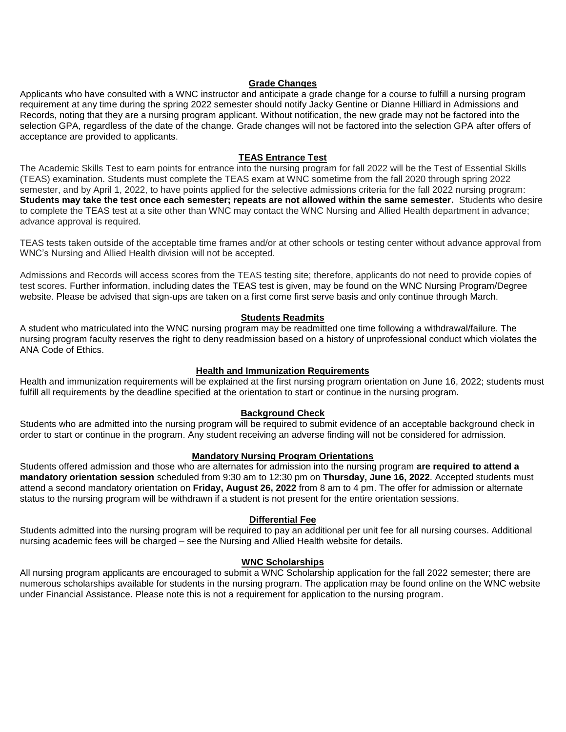## Grade Changes

Applicants who have consulted with a WNC instructor and anticipate a grade change for a course to fulfill a nursing program requirement at any time during the spring 2022 semester should notify Jacky Gentine or Dianne Hilliard in Admissions and Records, noting that they are a nursing program applicant. Without notification, the new grade may not be factored into the selection GPA, regardless of the date of the change. Grade changes will not be factored into the selection GPA after offers of acceptance are provided to applicants.

## TEAS Entrance Test

The Academic Skills Test to earn points for entrance into the nursing program for fall 2022 will be the Test of Essential Skills (TEAS) examination. Students must complete the TEAS exam at WNC sometime from the fall 2020 through spring 2022 semester, and by April 1, 2022, to have points applied for the selective admissions criteria for the fall 2022 nursing program: **Students may take the test once each semester; repeats are not allowed within the same semester.** Students who desire to complete the TEAS test at a site other than WNC may contact the WNC Nursing and Allied Health department in advance; advance approval is required.

TEAS tests taken outside of the acceptable time frames and/or at other schools or testing center without advance approval from WNC's Nursing and Allied Health division will not be accepted.

Admissions and Records will access scores from the TEAS testing site; therefore, applicants do not need to provide copies of test scores. Further information, including dates the TEAS test is given, may be found on the WNC Nursing Program/Degree website. Please be advised that sign-ups are taken on a first come first serve basis and only continue through March.

## Students Readmits

A student who matriculated into the WNC nursing program may be readmitted one time following a withdrawal/failure. The nursing program faculty reserves the right to deny readmission based on a history of unprofessional conduct which violates the ANA Code of Ethics.

## Health and Immunization Requirements

Health and immunization requirements will be explained at the first nursing program orientation on June 16, 2022; students must fulfill all requirements by the deadline specified at the orientation to start or continue in the nursing program.

## Background Check

Students who are admitted into the nursing program will be required to submit evidence of an acceptable background check in order to start or continue in the program. Any student receiving an adverse finding will not be considered for admission.

## Mandatory Nursing Program Orientations

Students offered admission and those who are alternates for admission into the nursing program **are required to attend a mandatory orientation session** scheduled from 9:30 am to 12:30 pm on **Thursday, June 16, 2022**. Accepted students must attend a second mandatory orientation on **Friday, August 26, 2022** from 8 am to 4 pm. The offer for admission or alternate status to the nursing program will be withdrawn if a student is not present for the entire orientation sessions.

## Differential Fee

Students admitted into the nursing program will be required to pay an additional per unit fee for all nursing courses. Additional nursing academic fees will be charged – see the Nursing and Allied Health website for details.

## WNC Scholarships

All nursing program applicants are encouraged to submit a WNC Scholarship application for the fall 2022 semester; there are numerous scholarships available for students in the nursing program. The application may be found online on the WNC website under Financial Assistance. Please note this is not a requirement for application to the nursing program.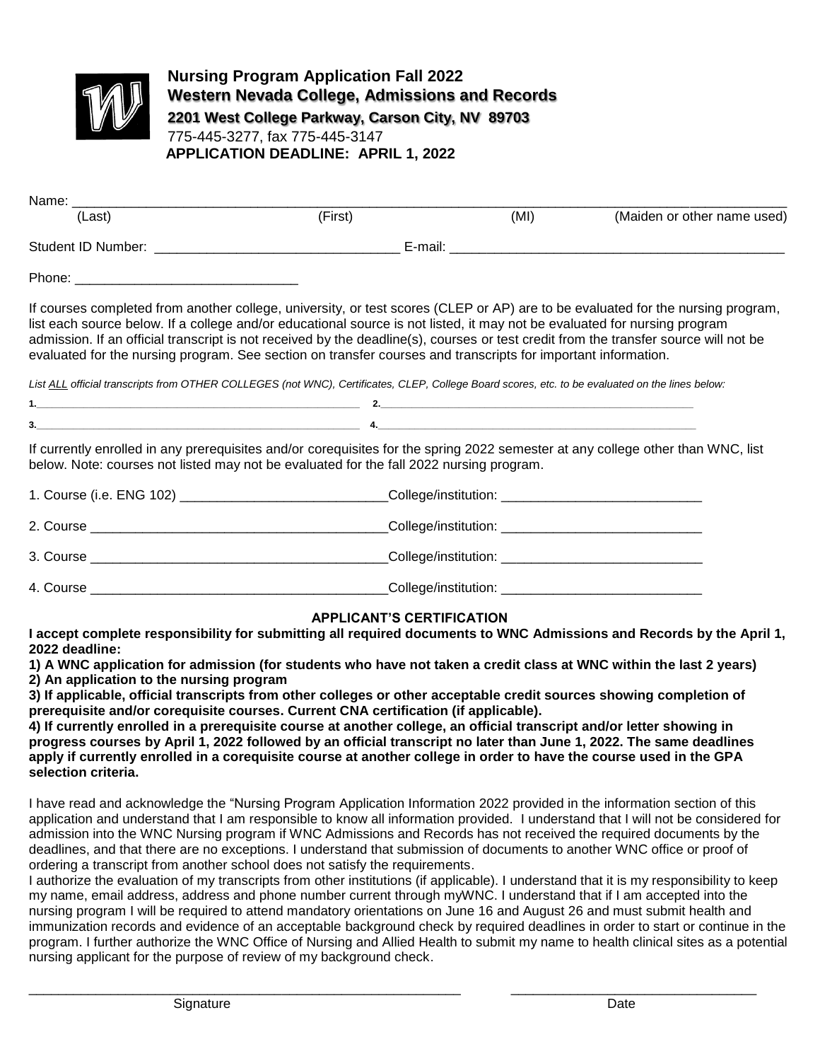**Nursing Program Application Fall 2022**
**Western Nevada College, Admissions and Records**
**2201 West College Parkway, Carson City, NV 89703**
775-445-3277, fax 775-445-3147
**APPLICATION DEADLINE: APRIL 1, 2022**

Name: ______________________________________________________________________________________
(Last) (First) (MI) (Maiden or other name used)

Student ID Number: ________________________________ E-mail: ____________________________________________

Phone: ______________________________

If courses completed from another college, university, or test scores (CLEP or AP) are to be evaluated for the nursing program, list each source below. If a college and/or educational source is not listed, it may not be evaluated for nursing program admission. If an official transcript is not received by the deadline(s), courses or test credit from the transfer source will not be evaluated for the nursing program. See section on transfer courses and transcripts for important information.

*List ALL official transcripts from OTHER COLLEGES (not WNC), Certificates, CLEP, College Board scores, etc. to be evaluated on the lines below:*

1.____________________________________________________ 2.____________________________________________________

3.____________________________________________________ 4.____________________________________________________

If currently enrolled in any prerequisites and/or corequisites for the spring 2022 semester at any college other than WNC, list below. Note: courses not listed may not be evaluated for the fall 2022 nursing program.

1. Course (i.e. ENG 102) ____________________________College/institution: ___________________________
2. Course ________________________________________College/institution: ___________________________
3. Course ________________________________________College/institution: ___________________________
4. Course ________________________________________College/institution: ___________________________

**APPLICANT'S CERTIFICATION**

**I accept complete responsibility for submitting all required documents to WNC Admissions and Records by the April 1, 2022 deadline:**

**1) A WNC application for admission (for students who have not taken a credit class at WNC within the last 2 years)**
**2) An application to the nursing program**
**3) If applicable, official transcripts from other colleges or other acceptable credit sources showing completion of prerequisite and/or corequisite courses. Current CNA certification (if applicable).**
**4) If currently enrolled in a prerequisite course at another college, an official transcript and/or letter showing in progress courses by April 1, 2022 followed by an official transcript no later than June 1, 2022. The same deadlines apply if currently enrolled in a corequisite course at another college in order to have the course used in the GPA selection criteria.**

I have read and acknowledge the "Nursing Program Application Information 2022 provided in the information section of this application and understand that I am responsible to know all information provided. I understand that I will not be considered for admission into the WNC Nursing program if WNC Admissions and Records has not received the required documents by the deadlines, and that there are no exceptions. I understand that submission of documents to another WNC office or proof of ordering a transcript from another school does not satisfy the requirements.
I authorize the evaluation of my transcripts from other institutions (if applicable). I understand that it is my responsibility to keep my name, email address, address and phone number current through myWNC. I understand that if I am accepted into the nursing program I will be required to attend mandatory orientations on June 16 and August 26 and must submit health and immunization records and evidence of an acceptable background check by required deadlines in order to start or continue in the program. I further authorize the WNC Office of Nursing and Allied Health to submit my name to health clinical sites as a potential nursing applicant for the purpose of review of my background check.

___________________________________________________________ _________________________________
Signature Date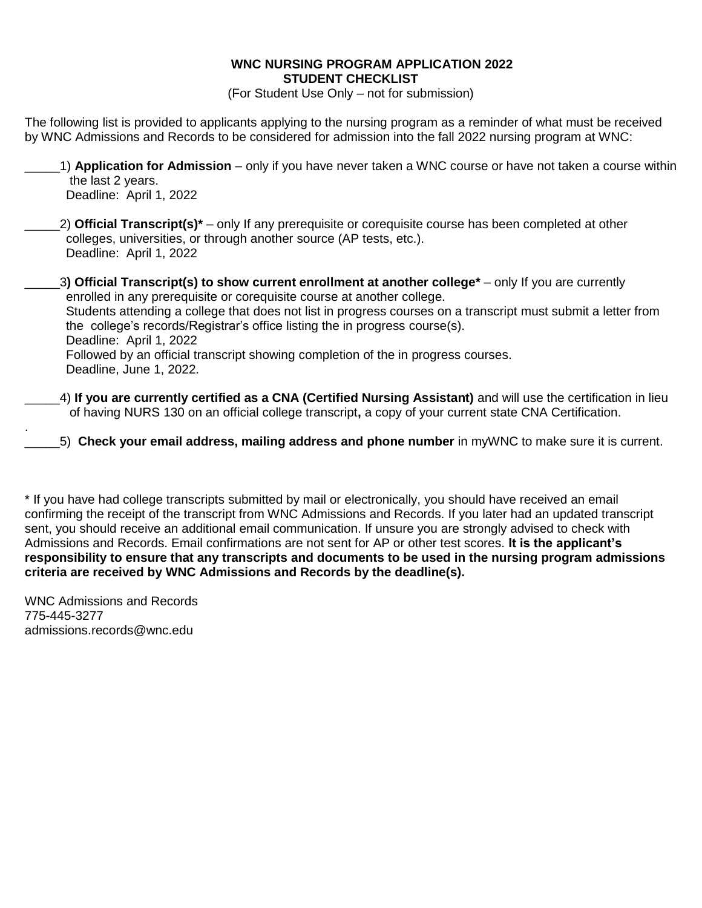**WNC NURSING PROGRAM APPLICATION 2022**
**STUDENT CHECKLIST**
(For Student Use Only – not for submission)

The following list is provided to applicants applying to the nursing program as a reminder of what must be received by WNC Admissions and Records to be considered for admission into the fall 2022 nursing program at WNC:

_____1) **Application for Admission** – only if you have never taken a WNC course or have not taken a course within the last 2 years.
Deadline: April 1, 2022

_____2) **Official Transcript(s)*** – only If any prerequisite or corequisite course has been completed at other colleges, universities, or through another source (AP tests, etc.).
Deadline: April 1, 2022

_____3**) Official Transcript(s) to show current enrollment at another college*** – only If you are currently enrolled in any prerequisite or corequisite course at another college.
Students attending a college that does not list in progress courses on a transcript must submit a letter from the college's records/Registrar's office listing the in progress course(s).
Deadline: April 1, 2022
Followed by an official transcript showing completion of the in progress courses.
Deadline, June 1, 2022.

_____4) **If you are currently certified as a CNA (Certified Nursing Assistant)** and will use the certification in lieu of having NURS 130 on an official college transcript**,** a copy of your current state CNA Certification.

.

_____5) **Check your email address, mailing address and phone number** in myWNC to make sure it is current.

* If you have had college transcripts submitted by mail or electronically, you should have received an email confirming the receipt of the transcript from WNC Admissions and Records. If you later had an updated transcript sent, you should receive an additional email communication. If unsure you are strongly advised to check with Admissions and Records. Email confirmations are not sent for AP or other test scores. **It is the applicant's responsibility to ensure that any transcripts and documents to be used in the nursing program admissions criteria are received by WNC Admissions and Records by the deadline(s).**

WNC Admissions and Records
775-445-3277
admissions.records@wnc.edu